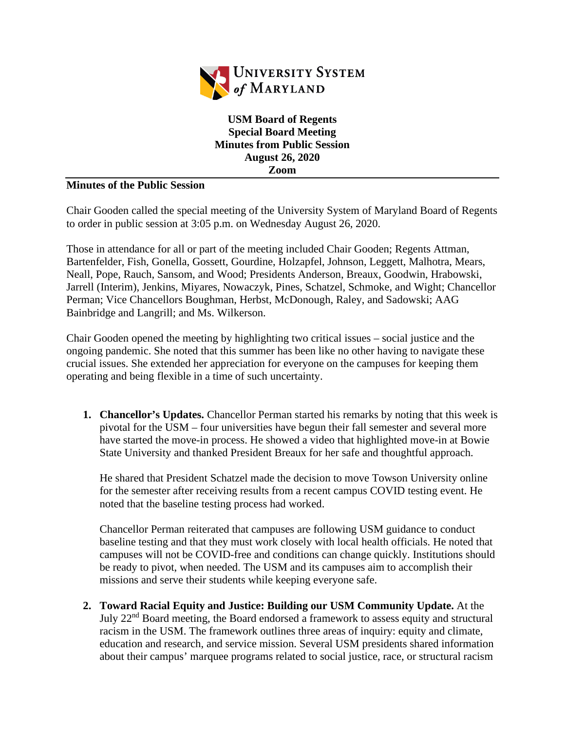**USM Board of Regents**
**Special Board Meeting**
**Minutes from Public Session**
**August 26, 2020**
**Zoom**

**Minutes of the Public Session**

Chair Gooden called the special meeting of the University System of Maryland Board of Regents to order in public session at 3:05 p.m. on Wednesday August 26, 2020.

Those in attendance for all or part of the meeting included Chair Gooden; Regents Attman, Bartenfelder, Fish, Gonella, Gossett, Gourdine, Holzapfel, Johnson, Leggett, Malhotra, Mears, Neall, Pope, Rauch, Sansom, and Wood; Presidents Anderson, Breaux, Goodwin, Hrabowski, Jarrell (Interim), Jenkins, Miyares, Nowaczyk, Pines, Schatzel, Schmoke, and Wight; Chancellor Perman; Vice Chancellors Boughman, Herbst, McDonough, Raley, and Sadowski; AAG Bainbridge and Langrill; and Ms. Wilkerson.

Chair Gooden opened the meeting by highlighting two critical issues – social justice and the ongoing pandemic. She noted that this summer has been like no other having to navigate these crucial issues. She extended her appreciation for everyone on the campuses for keeping them operating and being flexible in a time of such uncertainty.

1. **Chancellor's Updates.** Chancellor Perman started his remarks by noting that this week is pivotal for the USM – four universities have begun their fall semester and several more have started the move-in process. He showed a video that highlighted move-in at Bowie State University and thanked President Breaux for her safe and thoughtful approach.

   He shared that President Schatzel made the decision to move Towson University online for the semester after receiving results from a recent campus COVID testing event. He noted that the baseline testing process had worked.

   Chancellor Perman reiterated that campuses are following USM guidance to conduct baseline testing and that they must work closely with local health officials. He noted that campuses will not be COVID-free and conditions can change quickly. Institutions should be ready to pivot, when needed. The USM and its campuses aim to accomplish their missions and serve their students while keeping everyone safe.

2. **Toward Racial Equity and Justice: Building our USM Community Update.** At the July 22nd Board meeting, the Board endorsed a framework to assess equity and structural racism in the USM. The framework outlines three areas of inquiry: equity and climate, education and research, and service mission. Several USM presidents shared information about their campus' marquee programs related to social justice, race, or structural racism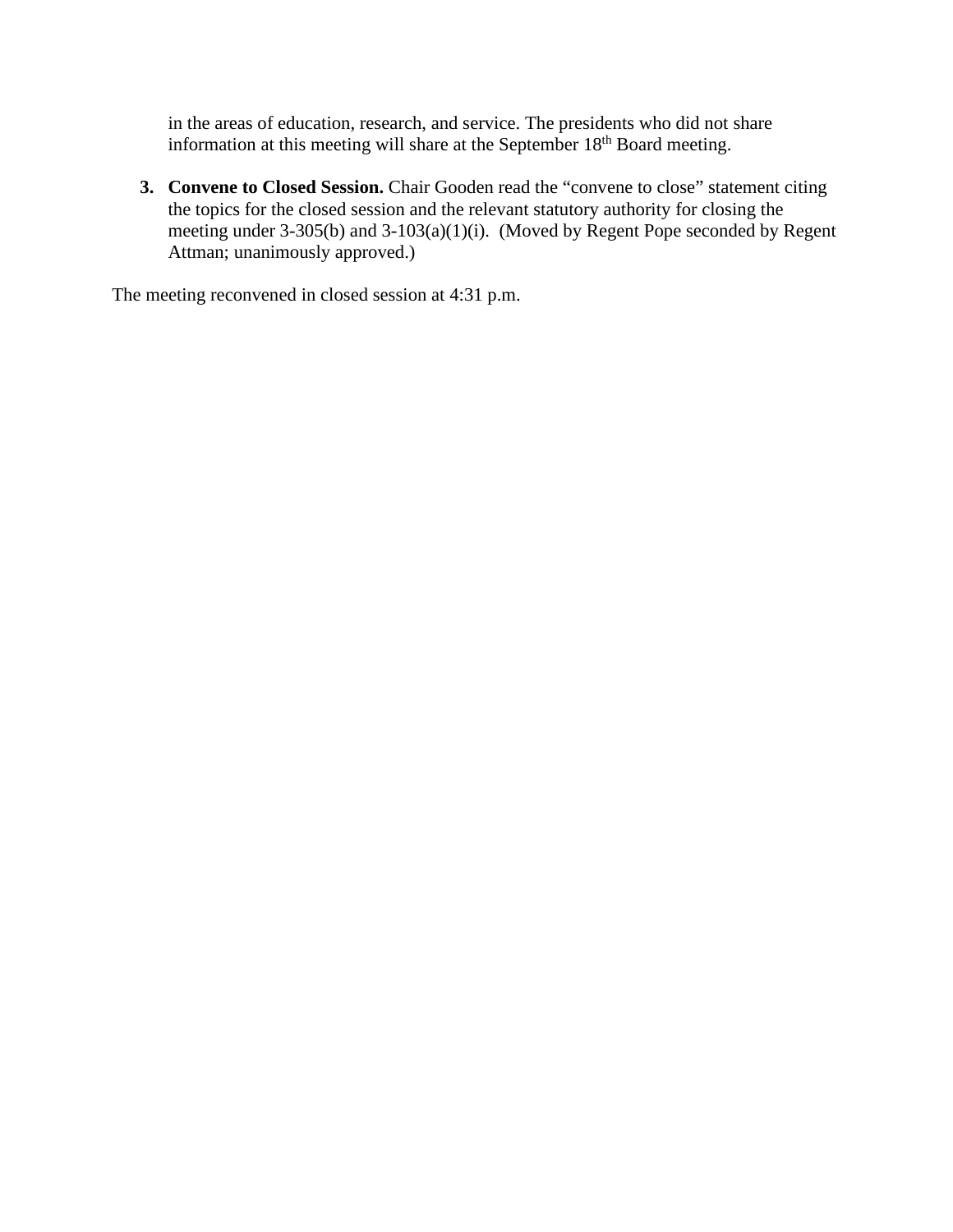in the areas of education, research, and service. The presidents who did not share information at this meeting will share at the September 18th Board meeting.

3. **Convene to Closed Session.** Chair Gooden read the "convene to close" statement citing the topics for the closed session and the relevant statutory authority for closing the meeting under 3-305(b) and 3-103(a)(1)(i). (Moved by Regent Pope seconded by Regent Attman; unanimously approved.)

The meeting reconvened in closed session at 4:31 p.m.